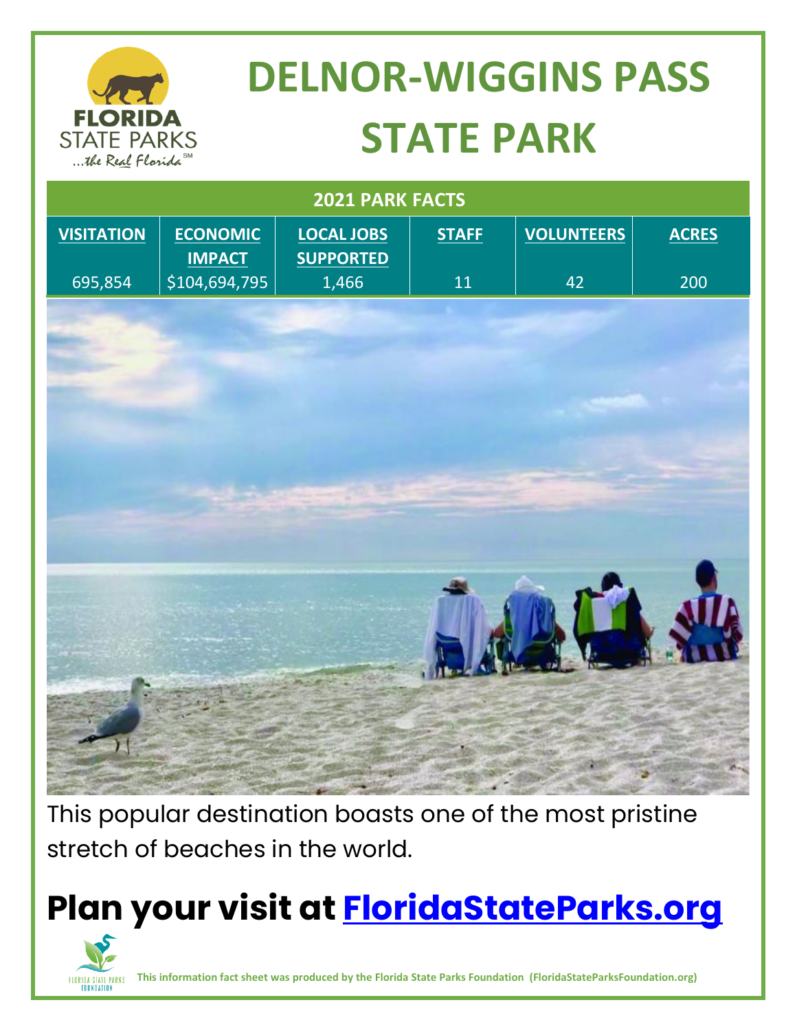# DELNOR-WIGGINS PASS STATE PARK

| 2021 PARK FACTS | | | | | |
|---|---|---|---|---|---|
| VISITATION | ECONOMIC IMPACT | LOCAL JOBS SUPPORTED | STAFF | VOLUNTEERS | ACRES |
| 695,854 | $104,694,795 | 1,466 | 11 | 42 | 200 |

This popular destination boasts one of the most pristine stretch of beaches in the world.

## Plan your visit at [FloridaStateParks.org](FloridaStateParks.org)

**This information fact sheet was produced by the Florida State Parks Foundation (FloridaStateParksFoundation.org)**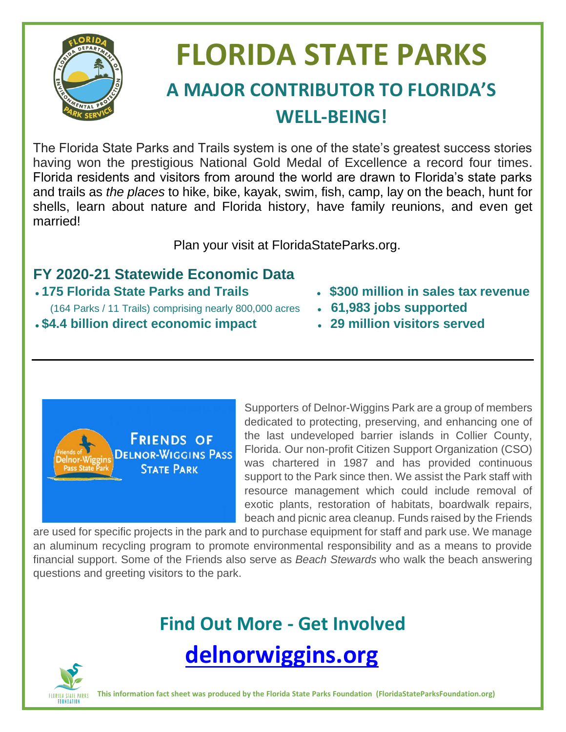// FLORIDA STATE PARKS

# FLORIDA STATE PARKS

## A MAJOR CONTRIBUTOR TO FLORIDA'S WELL-BEING!

The Florida State Parks and Trails system is one of the state's greatest success stories having won the prestigious National Gold Medal of Excellence a record four times. Florida residents and visitors from around the world are drawn to Florida's state parks and trails as *the places* to hike, bike, kayak, swim, fish, camp, lay on the beach, hunt for shells, learn about nature and Florida history, have family reunions, and even get married!

Plan your visit at FloridaStateParks.org.

### FY 2020-21 Statewide Economic Data

- **175 Florida State Parks and Trails**
  (164 Parks / 11 Trails) comprising nearly 800,000 acres
- **$4.4 billion direct economic impact**
- **$300 million in sales tax revenue**
- **61,983 jobs supported**
- **29 million visitors served**

---

Friends of Delnor-Wiggins Pass State Park

Supporters of Delnor-Wiggins Park are a group of members dedicated to protecting, preserving, and enhancing one of the last undeveloped barrier islands in Collier County, Florida. Our non-profit Citizen Support Organization (CSO) was chartered in 1987 and has provided continuous support to the Park since then. We assist the Park staff with resource management which could include removal of exotic plants, restoration of habitats, boardwalk repairs, beach and picnic area cleanup. Funds raised by the Friends are used for specific projects in the park and to purchase equipment for staff and park use. We manage an aluminum recycling program to promote environmental responsibility and as a means to provide financial support. Some of the Friends also serve as *Beach Stewards* who walk the beach answering questions and greeting visitors to the park.

## Find Out More - Get Involved

## delnorwiggins.org

This information fact sheet was produced by the Florida State Parks Foundation (FloridaStateParksFoundation.org)